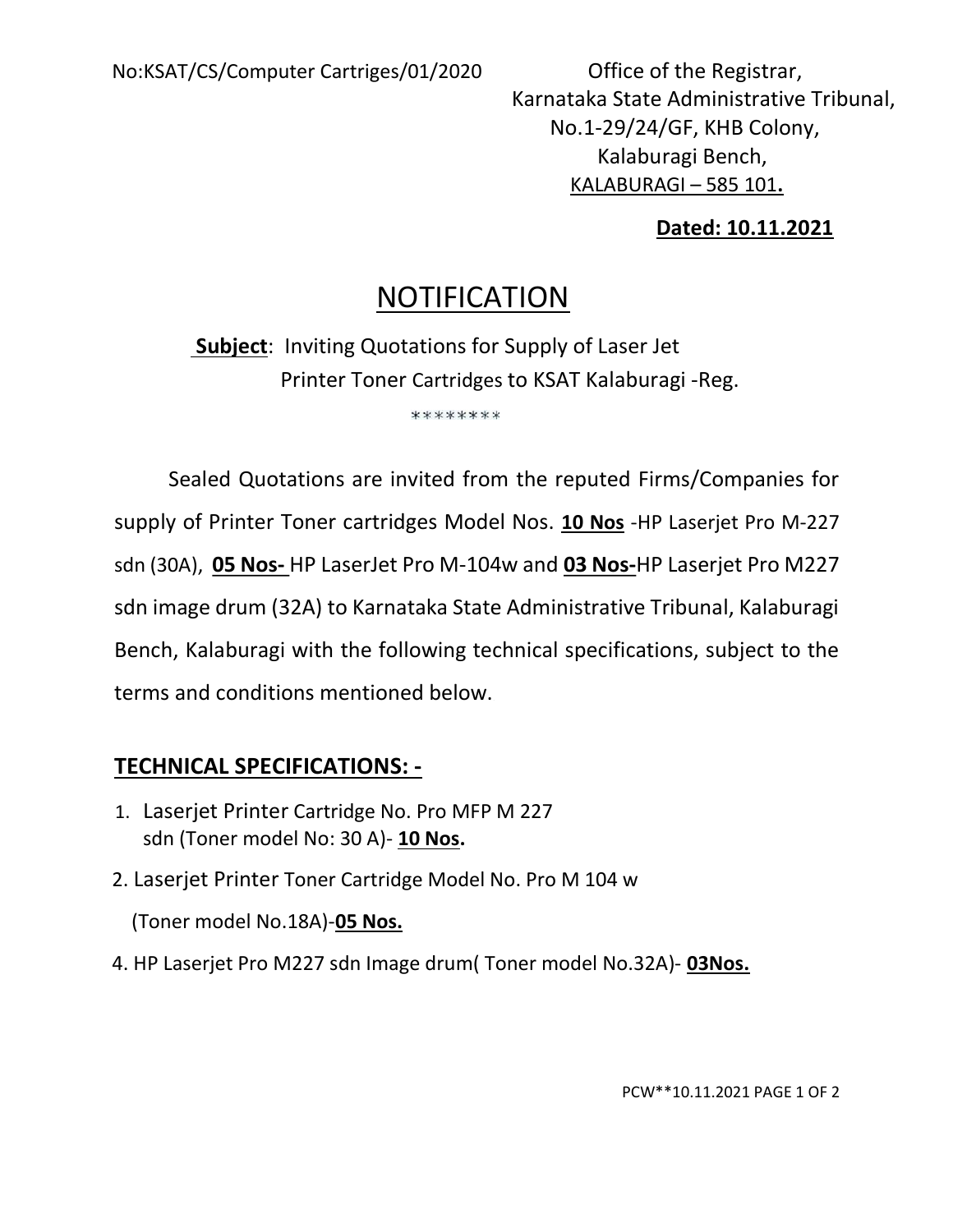No:KSAT/CS/Computer Cartriges/01/2020

Office of the Registrar,
Karnataka State Administrative Tribunal,
No.1-29/24/GF, KHB Colony,
Kalaburagi Bench,
KALABURAGI – 585 101.

**Dated: 10.11.2021**

# NOTIFICATION

**Subject**: Inviting Quotations for Supply of Laser Jet Printer Toner Cartridges to KSAT Kalaburagi -Reg.

********

Sealed Quotations are invited from the reputed Firms/Companies for supply of Printer Toner cartridges Model Nos. **10 Nos** -HP Laserjet Pro M-227 sdn (30A), **05 Nos-** HP LaserJet Pro M-104w and **03 Nos-**HP Laserjet Pro M227 sdn image drum (32A) to Karnataka State Administrative Tribunal, Kalaburagi Bench, Kalaburagi with the following technical specifications, subject to the terms and conditions mentioned below.

## TECHNICAL SPECIFICATIONS: -

1. Laserjet Printer Cartridge No. Pro MFP M 227 sdn (Toner model No: 30 A)- **10 Nos.**
2. Laserjet Printer Toner Cartridge Model No. Pro M 104 w (Toner model No.18A)-**05 Nos.**
4. HP Laserjet Pro M227 sdn Image drum( Toner model No.32A)- **03Nos.**

PCW**10.11.2021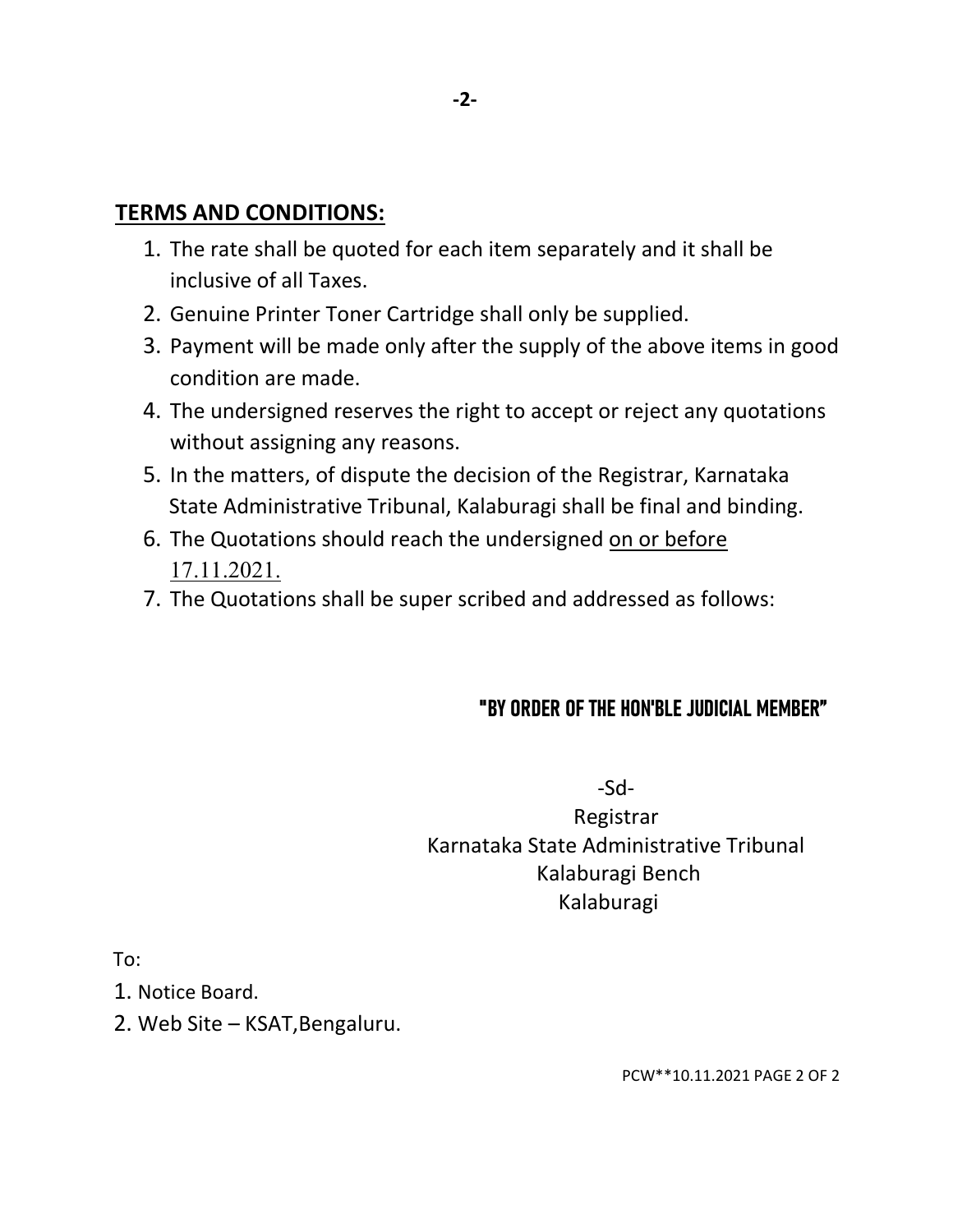## TERMS AND CONDITIONS:

1. The rate shall be quoted for each item separately and it shall be inclusive of all Taxes.
2. Genuine Printer Toner Cartridge shall only be supplied.
3. Payment will be made only after the supply of the above items in good condition are made.
4. The undersigned reserves the right to accept or reject any quotations without assigning any reasons.
5. In the matters, of dispute the decision of the Registrar, Karnataka State Administrative Tribunal, Kalaburagi shall be final and binding.
6. The Quotations should reach the undersigned on or before 17.11.2021.
7. The Quotations shall be super scribed and addressed as follows:

**"BY ORDER OF THE HON'BLE JUDICIAL MEMBER"**

-Sd-
Registrar
Karnataka State Administrative Tribunal
Kalaburagi Bench
Kalaburagi

To:

1. Notice Board.
2. Web Site – KSAT,Bengaluru.

PCW**10.11.2021